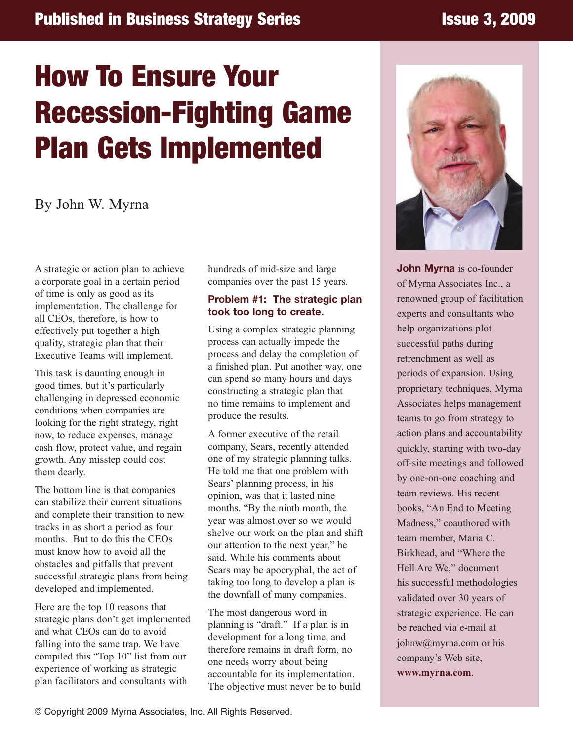# How To Ensure Your Recession-Fighting Game Plan Gets Implemented

By John W. Myrna

A strategic or action plan to achieve a corporate goal in a certain period of time is only as good as its implementation. The challenge for all CEOs, therefore, is how to effectively put together a high quality, strategic plan that their Executive Teams will implement.

This task is daunting enough in good times, but it's particularly challenging in depressed economic conditions when companies are looking for the right strategy, right now, to reduce expenses, manage cash flow, protect value, and regain growth. Any misstep could cost them dearly.

The bottom line is that companies can stabilize their current situations and complete their transition to new tracks in as short a period as four months. But to do this the CEOs must know how to avoid all the obstacles and pitfalls that prevent successful strategic plans from being developed and implemented.

Here are the top 10 reasons that strategic plans don't get implemented and what CEOs can do to avoid falling into the same trap. We have compiled this "Top 10" list from our experience of working as strategic plan facilitators and consultants with hundreds of mid-size and large companies over the past 15 years.

### Problem #1: The strategic plan took too long to create.

Using a complex strategic planning process can actually impede the process and delay the completion of a finished plan. Put another way, one can spend so many hours and days constructing a strategic plan that no time remains to implement and produce the results.

A former executive of the retail company, Sears, recently attended one of my strategic planning talks. He told me that one problem with Sears' planning process, in his opinion, was that it lasted nine months. "By the ninth month, the year was almost over so we would shelve our work on the plan and shift our attention to the next year," he said. While his comments about Sears may be apocryphal, the act of taking too long to develop a plan is the downfall of many companies.

The most dangerous word in planning is "draft." If a plan is in development for a long time, and therefore remains in draft form, no one needs worry about being accountable for its implementation. The objective must never be to build

**John Myrna** is co-founder of Myrna Associates Inc., a renowned group of facilitation experts and consultants who help organizations plot successful paths during retrenchment as well as periods of expansion. Using proprietary techniques, Myrna Associates helps management teams to go from strategy to action plans and accountability quickly, starting with two-day off-site meetings and followed by one-on-one coaching and team reviews. His recent books, "An End to Meeting Madness," coauthored with team member, Maria C. Birkhead, and "Where the Hell Are We," document his successful methodologies validated over 30 years of strategic experience. He can be reached via e-mail at johnw@myrna.com or his company's Web site, **www.myrna.com**.

© Copyright 2009 Myrna Associates, Inc. All Rights Reserved.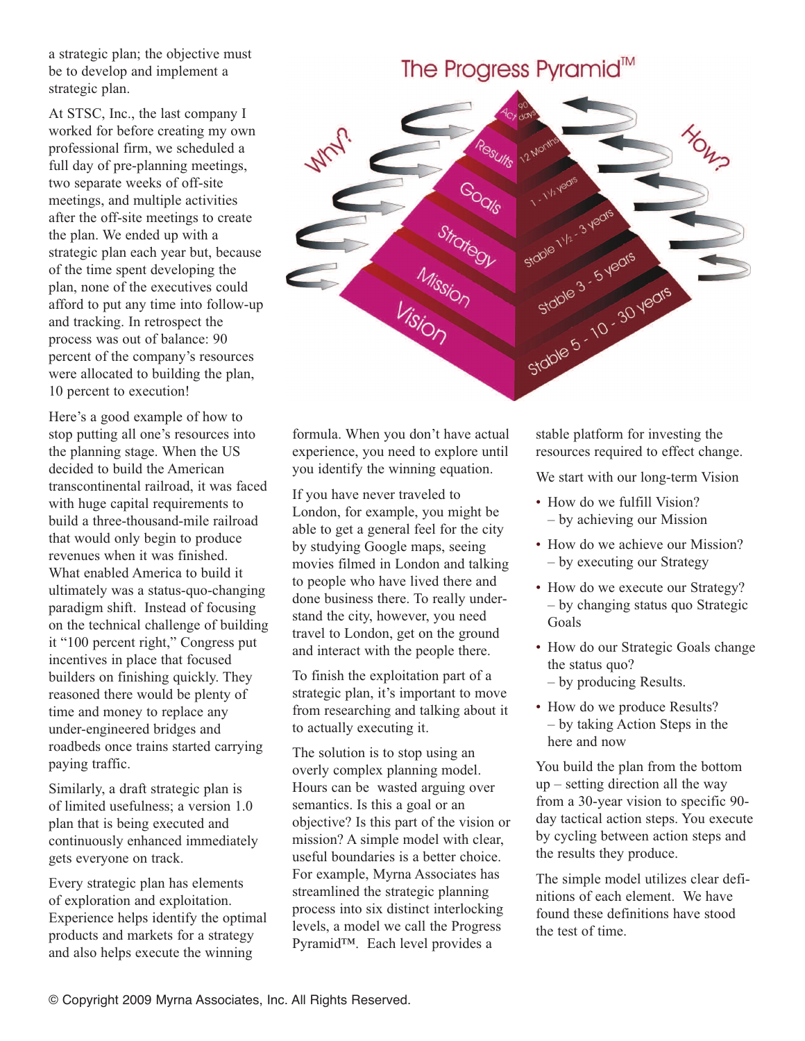a strategic plan; the objective must be to develop and implement a strategic plan.

At STSC, Inc., the last company I worked for before creating my own professional firm, we scheduled a full day of pre-planning meetings, two separate weeks of off-site meetings, and multiple activities after the off-site meetings to create the plan. We ended up with a strategic plan each year but, because of the time spent developing the plan, none of the executives could afford to put any time into follow-up and tracking. In retrospect the process was out of balance: 90 percent of the company's resources were allocated to building the plan, 10 percent to execution!

Here's a good example of how to stop putting all one's resources into the planning stage. When the US decided to build the American transcontinental railroad, it was faced with huge capital requirements to build a three-thousand-mile railroad that would only begin to produce revenues when it was finished. What enabled America to build it ultimately was a status-quo-changing paradigm shift. Instead of focusing on the technical challenge of building it "100 percent right," Congress put incentives in place that focused builders on finishing quickly. They reasoned there would be plenty of time and money to replace any under-engineered bridges and roadbeds once trains started carrying paying traffic.

Similarly, a draft strategic plan is of limited usefulness; a version 1.0 plan that is being executed and continuously enhanced immediately gets everyone on track.

Every strategic plan has elements of exploration and exploitation. Experience helps identify the optimal products and markets for a strategy and also helps execute the winning formula. When you don't have actual experience, you need to explore until you identify the winning equation.

If you have never traveled to London, for example, you might be able to get a general feel for the city by studying Google maps, seeing movies filmed in London and talking to people who have lived there and done business there. To really understand the city, however, you need travel to London, get on the ground and interact with the people there.

To finish the exploitation part of a strategic plan, it's important to move from researching and talking about it to actually executing it.

The solution is to stop using an overly complex planning model. Hours can be wasted arguing over semantics. Is this a goal or an objective? Is this part of the vision or mission? A simple model with clear, useful boundaries is a better choice. For example, Myrna Associates has streamlined the strategic planning process into six distinct interlocking levels, a model we call the Progress Pyramid™. Each level provides a stable platform for investing the resources required to effect change.

We start with our long-term Vision

- How do we fulfill Vision?
  – by achieving our Mission
- How do we achieve our Mission?
  – by executing our Strategy
- How do we execute our Strategy?
  – by changing status quo Strategic Goals
- How do our Strategic Goals change the status quo?
  – by producing Results.
- How do we produce Results?
  – by taking Action Steps in the here and now

You build the plan from the bottom up – setting direction all the way from a 30-year vision to specific 90-day tactical action steps. You execute by cycling between action steps and the results they produce.

The simple model utilizes clear definitions of each element. We have found these definitions have stood the test of time.

© Copyright 2009 Myrna Associates, Inc. All Rights Reserved.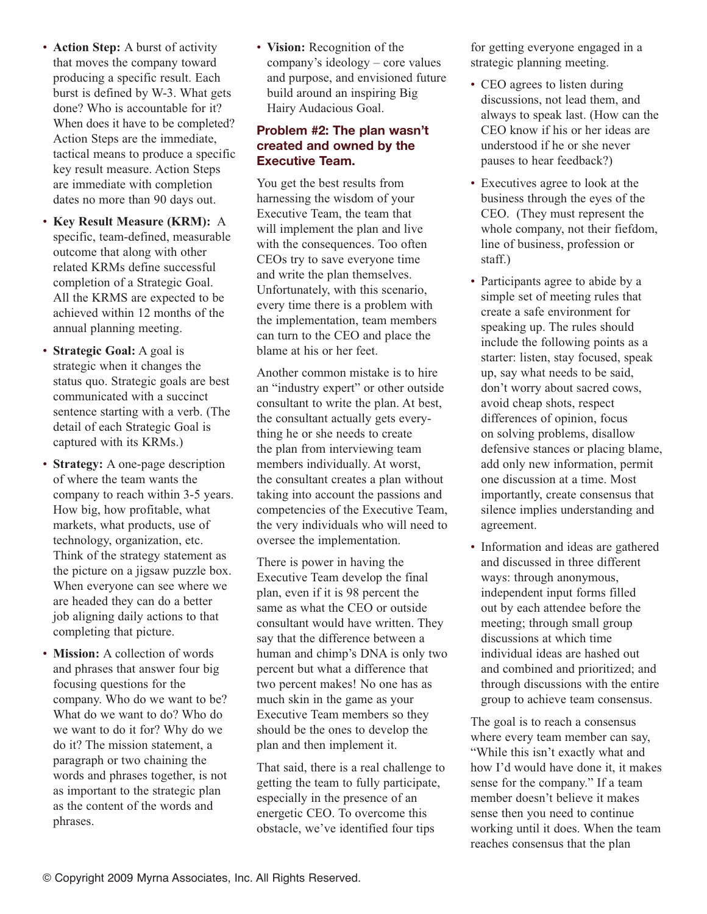- **Action Step:** A burst of activity that moves the company toward producing a specific result. Each burst is defined by W-3. What gets done? Who is accountable for it? When does it have to be completed? Action Steps are the immediate, tactical means to produce a specific key result measure. Action Steps are immediate with completion dates no more than 90 days out.
- **Key Result Measure (KRM):** A specific, team-defined, measurable outcome that along with other related KRMs define successful completion of a Strategic Goal. All the KRMS are expected to be achieved within 12 months of the annual planning meeting.
- **Strategic Goal:** A goal is strategic when it changes the status quo. Strategic goals are best communicated with a succinct sentence starting with a verb. (The detail of each Strategic Goal is captured with its KRMs.)
- **Strategy:** A one-page description of where the team wants the company to reach within 3-5 years. How big, how profitable, what markets, what products, use of technology, organization, etc. Think of the strategy statement as the picture on a jigsaw puzzle box. When everyone can see where we are headed they can do a better job aligning daily actions to that completing that picture.
- **Mission:** A collection of words and phrases that answer four big focusing questions for the company. Who do we want to be? What do we want to do? Who do we want to do it for? Why do we do it? The mission statement, a paragraph or two chaining the words and phrases together, is not as important to the strategic plan as the content of the words and phrases.
- **Vision:** Recognition of the company's ideology – core values and purpose, and envisioned future build around an inspiring Big Hairy Audacious Goal.

### Problem #2: The plan wasn't created and owned by the Executive Team.

You get the best results from harnessing the wisdom of your Executive Team, the team that will implement the plan and live with the consequences. Too often CEOs try to save everyone time and write the plan themselves. Unfortunately, with this scenario, every time there is a problem with the implementation, team members can turn to the CEO and place the blame at his or her feet.

Another common mistake is to hire an "industry expert" or other outside consultant to write the plan. At best, the consultant actually gets everything he or she needs to create the plan from interviewing team members individually. At worst, the consultant creates a plan without taking into account the passions and competencies of the Executive Team, the very individuals who will need to oversee the implementation.

There is power in having the Executive Team develop the final plan, even if it is 98 percent the same as what the CEO or outside consultant would have written. They say that the difference between a human and chimp's DNA is only two percent but what a difference that two percent makes! No one has as much skin in the game as your Executive Team members so they should be the ones to develop the plan and then implement it.

That said, there is a real challenge to getting the team to fully participate, especially in the presence of an energetic CEO. To overcome this obstacle, we've identified four tips for getting everyone engaged in a strategic planning meeting.

- CEO agrees to listen during discussions, not lead them, and always to speak last. (How can the CEO know if his or her ideas are understood if he or she never pauses to hear feedback?)
- Executives agree to look at the business through the eyes of the CEO. (They must represent the whole company, not their fiefdom, line of business, profession or staff.)
- Participants agree to abide by a simple set of meeting rules that create a safe environment for speaking up. The rules should include the following points as a starter: listen, stay focused, speak up, say what needs to be said, don't worry about sacred cows, avoid cheap shots, respect differences of opinion, focus on solving problems, disallow defensive stances or placing blame, add only new information, permit one discussion at a time. Most importantly, create consensus that silence implies understanding and agreement.
- Information and ideas are gathered and discussed in three different ways: through anonymous, independent input forms filled out by each attendee before the meeting; through small group discussions at which time individual ideas are hashed out and combined and prioritized; and through discussions with the entire group to achieve team consensus.

The goal is to reach a consensus where every team member can say, "While this isn't exactly what and how I'd would have done it, it makes sense for the company." If a team member doesn't believe it makes sense then you need to continue working until it does. When the team reaches consensus that the plan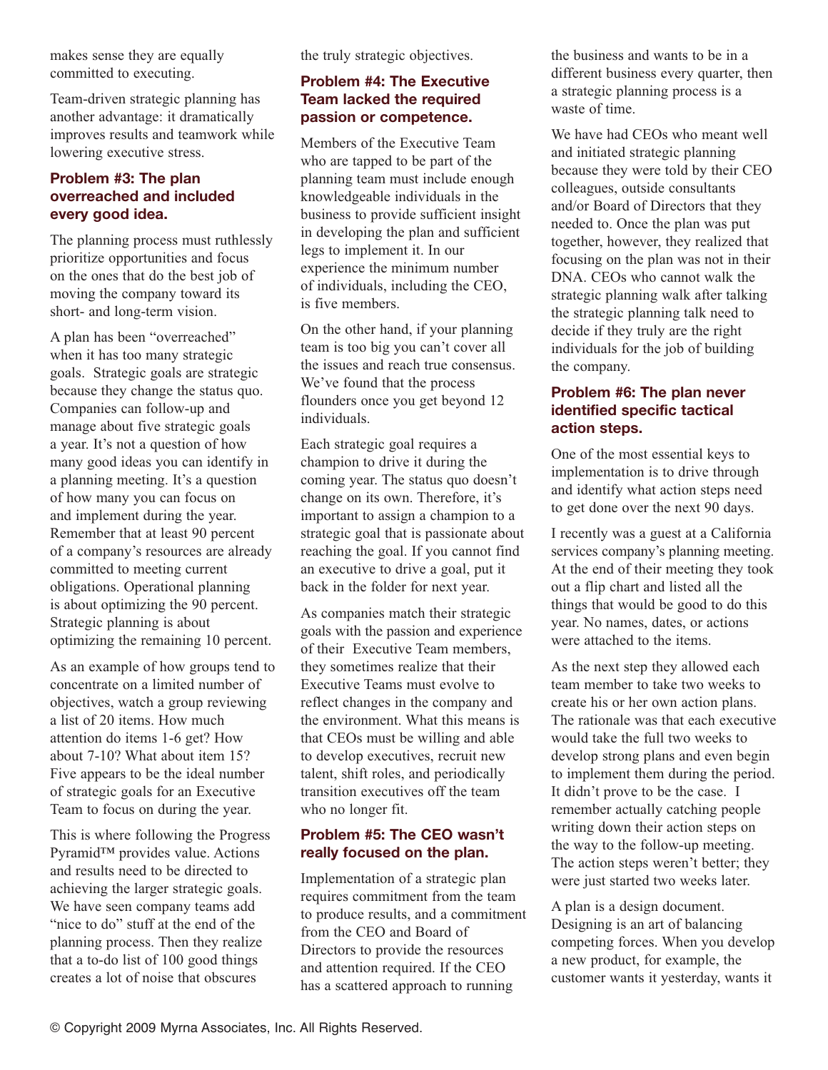makes sense they are equally committed to executing.

Team-driven strategic planning has another advantage: it dramatically improves results and teamwork while lowering executive stress.

### Problem #3: The plan overreached and included every good idea.

The planning process must ruthlessly prioritize opportunities and focus on the ones that do the best job of moving the company toward its short- and long-term vision.

A plan has been "overreached" when it has too many strategic goals. Strategic goals are strategic because they change the status quo. Companies can follow-up and manage about five strategic goals a year. It's not a question of how many good ideas you can identify in a planning meeting. It's a question of how many you can focus on and implement during the year. Remember that at least 90 percent of a company's resources are already committed to meeting current obligations. Operational planning is about optimizing the 90 percent. Strategic planning is about optimizing the remaining 10 percent.

As an example of how groups tend to concentrate on a limited number of objectives, watch a group reviewing a list of 20 items. How much attention do items 1-6 get? How about 7-10? What about item 15? Five appears to be the ideal number of strategic goals for an Executive Team to focus on during the year.

This is where following the Progress Pyramid™ provides value. Actions and results need to be directed to achieving the larger strategic goals. We have seen company teams add "nice to do" stuff at the end of the planning process. Then they realize that a to-do list of 100 good things creates a lot of noise that obscures the truly strategic objectives.

### Problem #4: The Executive Team lacked the required passion or competence.

Members of the Executive Team who are tapped to be part of the planning team must include enough knowledgeable individuals in the business to provide sufficient insight in developing the plan and sufficient legs to implement it. In our experience the minimum number of individuals, including the CEO, is five members.

On the other hand, if your planning team is too big you can't cover all the issues and reach true consensus. We've found that the process flounders once you get beyond 12 individuals.

Each strategic goal requires a champion to drive it during the coming year. The status quo doesn't change on its own. Therefore, it's important to assign a champion to a strategic goal that is passionate about reaching the goal. If you cannot find an executive to drive a goal, put it back in the folder for next year.

As companies match their strategic goals with the passion and experience of their Executive Team members, they sometimes realize that their Executive Teams must evolve to reflect changes in the company and the environment. What this means is that CEOs must be willing and able to develop executives, recruit new talent, shift roles, and periodically transition executives off the team who no longer fit.

### Problem #5: The CEO wasn't really focused on the plan.

Implementation of a strategic plan requires commitment from the team to produce results, and a commitment from the CEO and Board of Directors to provide the resources and attention required. If the CEO has a scattered approach to running the business and wants to be in a different business every quarter, then a strategic planning process is a waste of time.

We have had CEOs who meant well and initiated strategic planning because they were told by their CEO colleagues, outside consultants and/or Board of Directors that they needed to. Once the plan was put together, however, they realized that focusing on the plan was not in their DNA. CEOs who cannot walk the strategic planning walk after talking the strategic planning talk need to decide if they truly are the right individuals for the job of building the company.

### Problem #6: The plan never identified specific tactical action steps.

One of the most essential keys to implementation is to drive through and identify what action steps need to get done over the next 90 days.

I recently was a guest at a California services company's planning meeting. At the end of their meeting they took out a flip chart and listed all the things that would be good to do this year. No names, dates, or actions were attached to the items.

As the next step they allowed each team member to take two weeks to create his or her own action plans. The rationale was that each executive would take the full two weeks to develop strong plans and even begin to implement them during the period. It didn't prove to be the case. I remember actually catching people writing down their action steps on the way to the follow-up meeting. The action steps weren't better; they were just started two weeks later.

A plan is a design document. Designing is an art of balancing competing forces. When you develop a new product, for example, the customer wants it yesterday, wants it

© Copyright 2009 Myrna Associates, Inc. All Rights Reserved.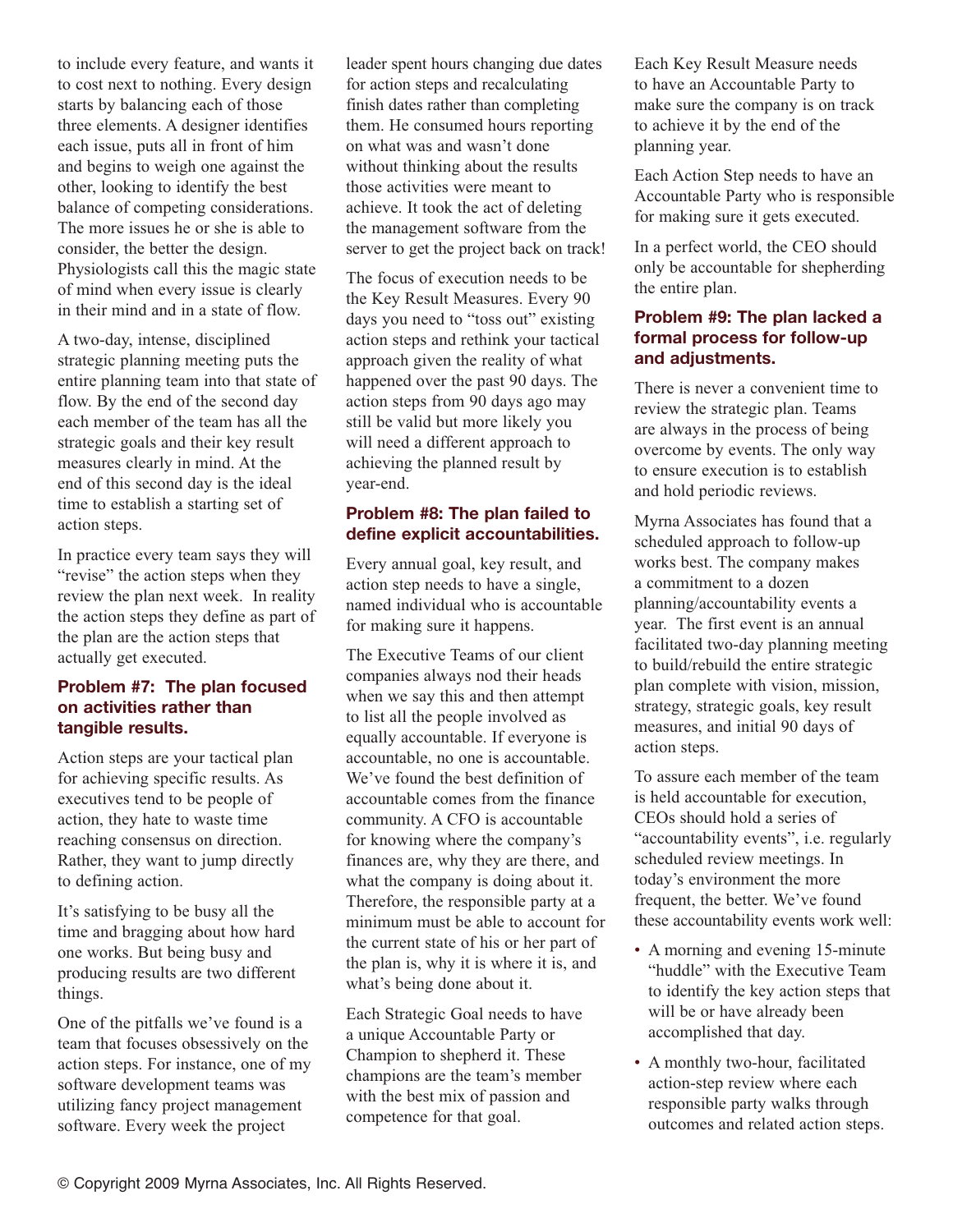to include every feature, and wants it to cost next to nothing. Every design starts by balancing each of those three elements. A designer identifies each issue, puts all in front of him and begins to weigh one against the other, looking to identify the best balance of competing considerations. The more issues he or she is able to consider, the better the design. Physiologists call this the magic state of mind when every issue is clearly in their mind and in a state of flow.

A two-day, intense, disciplined strategic planning meeting puts the entire planning team into that state of flow. By the end of the second day each member of the team has all the strategic goals and their key result measures clearly in mind. At the end of this second day is the ideal time to establish a starting set of action steps.

In practice every team says they will "revise" the action steps when they review the plan next week. In reality the action steps they define as part of the plan are the action steps that actually get executed.

### Problem #7: The plan focused on activities rather than tangible results.

Action steps are your tactical plan for achieving specific results. As executives tend to be people of action, they hate to waste time reaching consensus on direction. Rather, they want to jump directly to defining action.

It's satisfying to be busy all the time and bragging about how hard one works. But being busy and producing results are two different things.

One of the pitfalls we've found is a team that focuses obsessively on the action steps. For instance, one of my software development teams was utilizing fancy project management software. Every week the project leader spent hours changing due dates for action steps and recalculating finish dates rather than completing them. He consumed hours reporting on what was and wasn't done without thinking about the results those activities were meant to achieve. It took the act of deleting the management software from the server to get the project back on track!

The focus of execution needs to be the Key Result Measures. Every 90 days you need to "toss out" existing action steps and rethink your tactical approach given the reality of what happened over the past 90 days. The action steps from 90 days ago may still be valid but more likely you will need a different approach to achieving the planned result by year-end.

### Problem #8: The plan failed to define explicit accountabilities.

Every annual goal, key result, and action step needs to have a single, named individual who is accountable for making sure it happens.

The Executive Teams of our client companies always nod their heads when we say this and then attempt to list all the people involved as equally accountable. If everyone is accountable, no one is accountable. We've found the best definition of accountable comes from the finance community. A CFO is accountable for knowing where the company's finances are, why they are there, and what the company is doing about it. Therefore, the responsible party at a minimum must be able to account for the current state of his or her part of the plan is, why it is where it is, and what's being done about it.

Each Strategic Goal needs to have a unique Accountable Party or Champion to shepherd it. These champions are the team's member with the best mix of passion and competence for that goal.

Each Key Result Measure needs to have an Accountable Party to make sure the company is on track to achieve it by the end of the planning year.

Each Action Step needs to have an Accountable Party who is responsible for making sure it gets executed.

In a perfect world, the CEO should only be accountable for shepherding the entire plan.

### Problem #9: The plan lacked a formal process for follow-up and adjustments.

There is never a convenient time to review the strategic plan. Teams are always in the process of being overcome by events. The only way to ensure execution is to establish and hold periodic reviews.

Myrna Associates has found that a scheduled approach to follow-up works best. The company makes a commitment to a dozen planning/accountability events a year. The first event is an annual facilitated two-day planning meeting to build/rebuild the entire strategic plan complete with vision, mission, strategy, strategic goals, key result measures, and initial 90 days of action steps.

To assure each member of the team is held accountable for execution, CEOs should hold a series of "accountability events", i.e. regularly scheduled review meetings. In today's environment the more frequent, the better. We've found these accountability events work well:

- A morning and evening 15-minute "huddle" with the Executive Team to identify the key action steps that will be or have already been accomplished that day.
- A monthly two-hour, facilitated action-step review where each responsible party walks through outcomes and related action steps.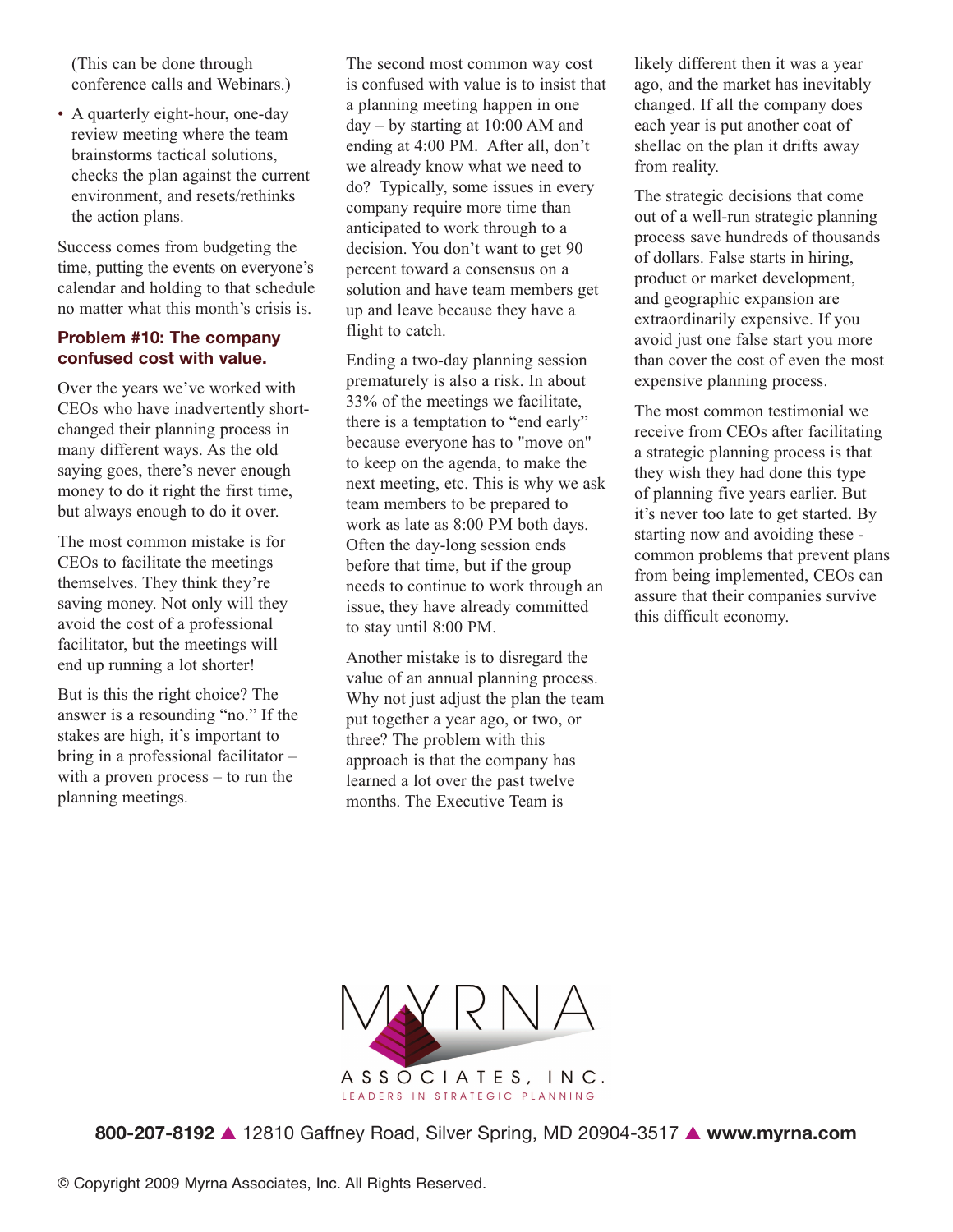(This can be done through conference calls and Webinars.)

- A quarterly eight-hour, one-day review meeting where the team brainstorms tactical solutions, checks the plan against the current environment, and resets/rethinks the action plans.

Success comes from budgeting the time, putting the events on everyone's calendar and holding to that schedule no matter what this month's crisis is.

### Problem #10: The company confused cost with value.

Over the years we've worked with CEOs who have inadvertently short-changed their planning process in many different ways. As the old saying goes, there's never enough money to do it right the first time, but always enough to do it over.

The most common mistake is for CEOs to facilitate the meetings themselves. They think they're saving money. Not only will they avoid the cost of a professional facilitator, but the meetings will end up running a lot shorter!

But is this the right choice? The answer is a resounding "no." If the stakes are high, it's important to bring in a professional facilitator – with a proven process – to run the planning meetings.

The second most common way cost is confused with value is to insist that a planning meeting happen in one day – by starting at 10:00 AM and ending at 4:00 PM. After all, don't we already know what we need to do? Typically, some issues in every company require more time than anticipated to work through to a decision. You don't want to get 90 percent toward a consensus on a solution and have team members get up and leave because they have a flight to catch.

Ending a two-day planning session prematurely is also a risk. In about 33% of the meetings we facilitate, there is a temptation to "end early" because everyone has to "move on" to keep on the agenda, to make the next meeting, etc. This is why we ask team members to be prepared to work as late as 8:00 PM both days. Often the day-long session ends before that time, but if the group needs to continue to work through an issue, they have already committed to stay until 8:00 PM.

Another mistake is to disregard the value of an annual planning process. Why not just adjust the plan the team put together a year ago, or two, or three? The problem with this approach is that the company has learned a lot over the past twelve months. The Executive Team is likely different then it was a year ago, and the market has inevitably changed. If all the company does each year is put another coat of shellac on the plan it drifts away from reality.

The strategic decisions that come out of a well-run strategic planning process save hundreds of thousands of dollars. False starts in hiring, product or market development, and geographic expansion are extraordinarily expensive. If you avoid just one false start you more than cover the cost of even the most expensive planning process.

The most common testimonial we receive from CEOs after facilitating a strategic planning process is that they wish they had done this type of planning five years earlier. But it's never too late to get started. By starting now and avoiding these - common problems that prevent plans from being implemented, CEOs can assure that their companies survive this difficult economy.

MYRNA
ASSOCIATES, INC.
LEADERS IN STRATEGIC PLANNING

**800-207-8192** ▲ 12810 Gaffney Road, Silver Spring, MD 20904-3517 ▲ **www.myrna.com**

© Copyright 2009 Myrna Associates, Inc. All Rights Reserved.